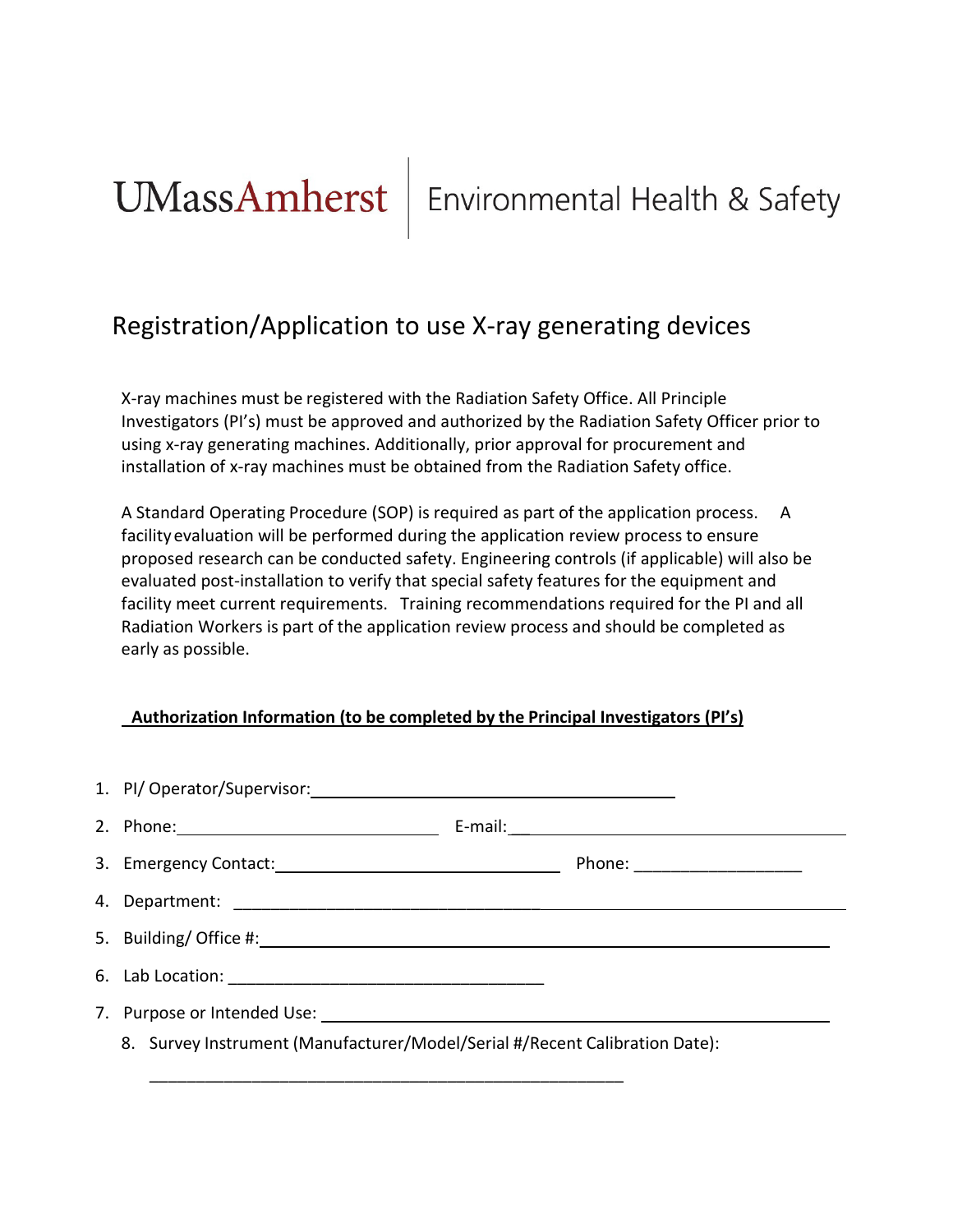UMassAmherst | Environmental Health & Safety

# Registration/Application to use X-ray generating devices

X-ray machines must be registered with the Radiation Safety Office. All Principle Investigators (PI's) must be approved and authorized by the Radiation Safety Officer prior to using x-ray generating machines. Additionally, prior approval for procurement and installation of x-ray machines must be obtained from the Radiation Safety office.

A Standard Operating Procedure (SOP) is required as part of the application process. A facility evaluation will be performed during the application review process to ensure proposed research can be conducted safety. Engineering controls (if applicable) will also be evaluated post-installation to verify that special safety features for the equipment and facility meet current requirements. Training recommendations required for the PI and all Radiation Workers is part of the application review process and should be completed as early as possible.

**Authorization Information (to be completed by the Principal Investigators (PI's)**

1. PI/ Operator/Supervisor: ______________________________
2. Phone: ______________________ E-mail: ______________________
3. Emergency Contact: ______________________ Phone: ______________________
4. Department: ______________________________
5. Building/ Office #: ______________________________
6. Lab Location: ______________________________
7. Purpose or Intended Use: ______________________________
8. Survey Instrument (Manufacturer/Model/Serial #/Recent Calibration Date):

   ______________________________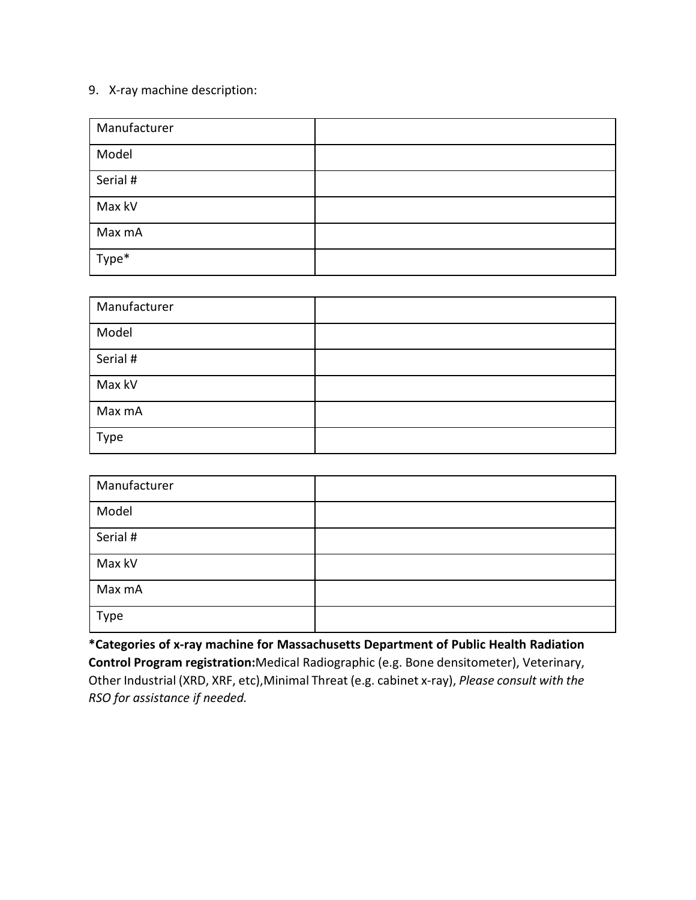9. X-ray machine description:

| Manufacturer | |
|---|---|
| Model | |
| Serial # | |
| Max kV | |
| Max mA | |
| Type* | |

| Manufacturer | |
|---|---|
| Model | |
| Serial # | |
| Max kV | |
| Max mA | |
| Type | |

| Manufacturer | |
|---|---|
| Model | |
| Serial # | |
| Max kV | |
| Max mA | |
| Type | |

**\*Categories of x-ray machine for Massachusetts Department of Public Health Radiation Control Program registration:**Medical Radiographic (e.g. Bone densitometer), Veterinary, Other Industrial (XRD, XRF, etc),Minimal Threat (e.g. cabinet x-ray), *Please consult with the RSO for assistance if needed.*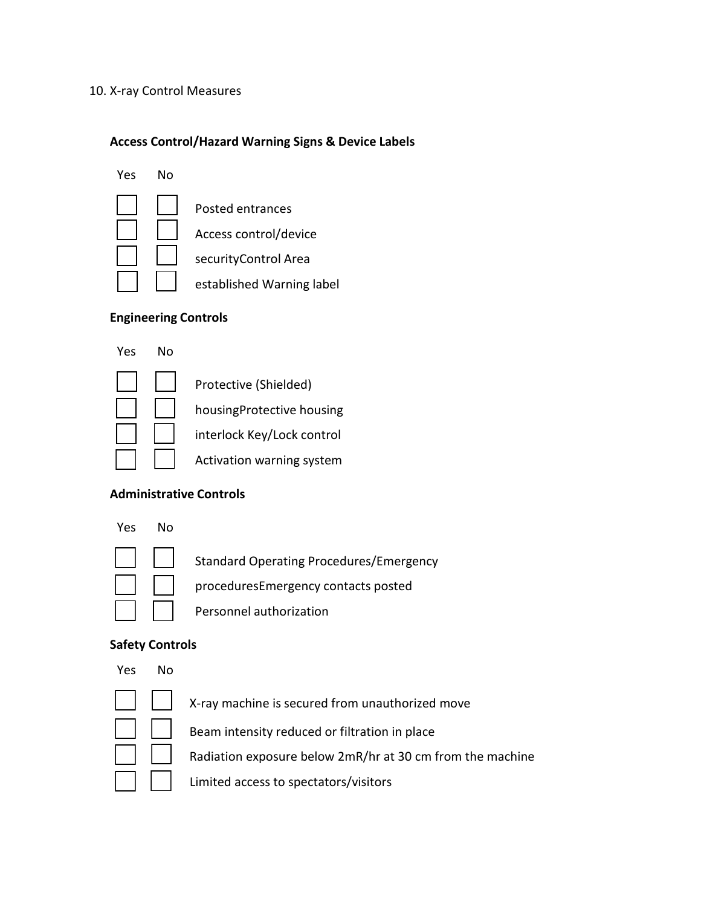10. X-ray Control Measures

**Access Control/Hazard Warning Signs & Device Labels**

| Yes | No | |
|---|---|---|
| ☐ | ☐ | Posted entrances |
| ☐ | ☐ | Access control/device |
| ☐ | ☐ | securityControl Area |
| ☐ | ☐ | established Warning label |

**Engineering Controls**

| Yes | No | |
|---|---|---|
| ☐ | ☐ | Protective (Shielded) |
| ☐ | ☐ | housingProtective housing |
| ☐ | ☐ | interlock Key/Lock control |
| ☐ | ☐ | Activation warning system |

**Administrative Controls**

| Yes | No | |
|---|---|---|
| ☐ | ☐ | Standard Operating Procedures/Emergency |
| ☐ | ☐ | proceduresEmergency contacts posted |
| ☐ | ☐ | Personnel authorization |

**Safety Controls**

| Yes | No | |
|---|---|---|
| ☐ | ☐ | X-ray machine is secured from unauthorized move |
| ☐ | ☐ | Beam intensity reduced or filtration in place |
| ☐ | ☐ | Radiation exposure below 2mR/hr at 30 cm from the machine |
| ☐ | ☐ | Limited access to spectators/visitors |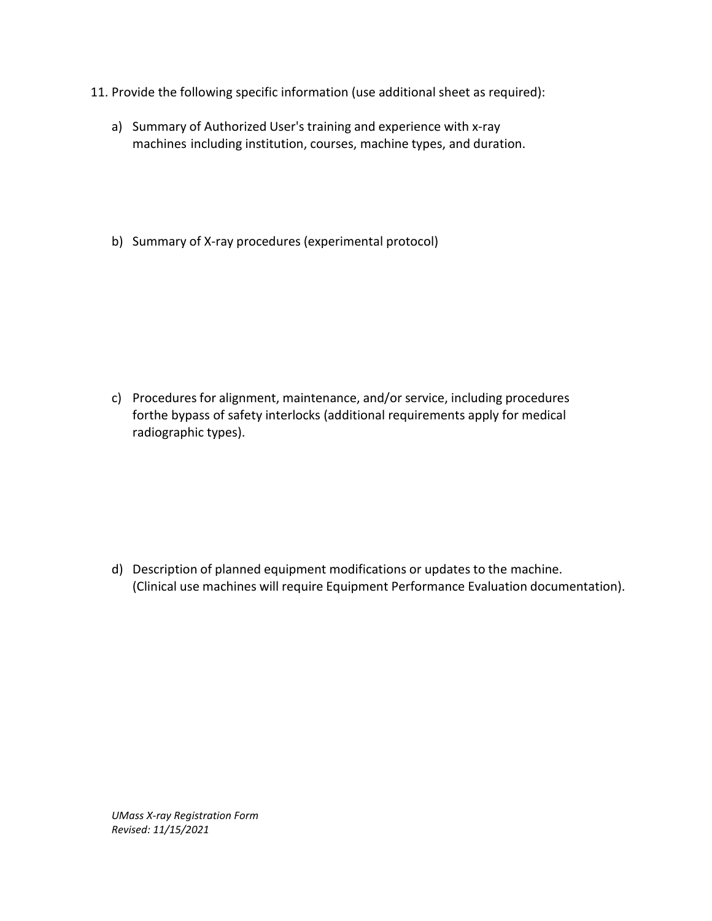11. Provide the following specific information (use additional sheet as required):

    a) Summary of Authorized User's training and experience with x-ray machines including institution, courses, machine types, and duration.

    b) Summary of X-ray procedures (experimental protocol)

    c) Procedures for alignment, maintenance, and/or service, including procedures forthe bypass of safety interlocks (additional requirements apply for medical radiographic types).

    d) Description of planned equipment modifications or updates to the machine. (Clinical use machines will require Equipment Performance Evaluation documentation).

*UMass X-ray Registration Form*
*Revised: 11/15/2021*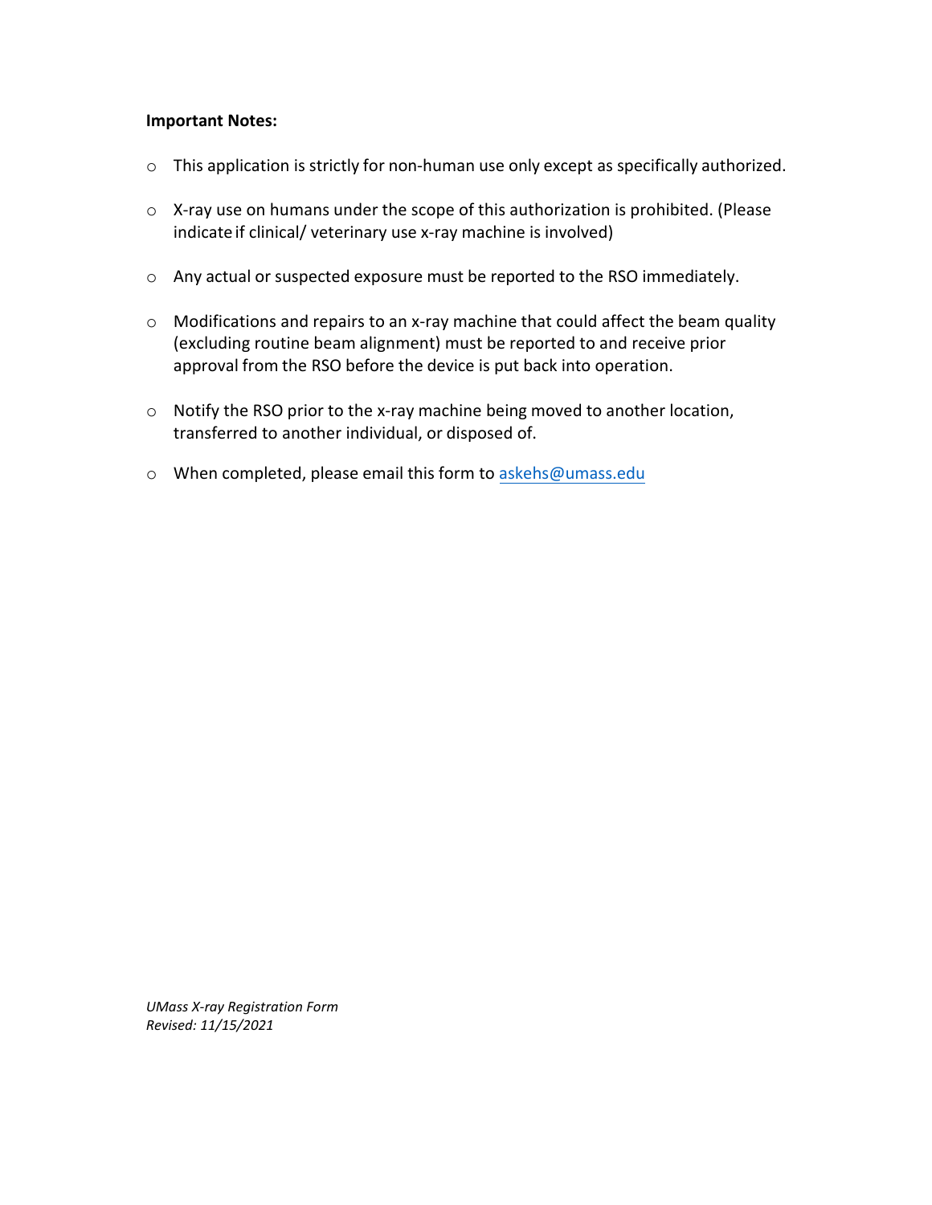**Important Notes:**

- This application is strictly for non-human use only except as specifically authorized.
- X-ray use on humans under the scope of this authorization is prohibited. (Please indicate if clinical/ veterinary use x-ray machine is involved)
- Any actual or suspected exposure must be reported to the RSO immediately.
- Modifications and repairs to an x-ray machine that could affect the beam quality (excluding routine beam alignment) must be reported to and receive prior approval from the RSO before the device is put back into operation.
- Notify the RSO prior to the x-ray machine being moved to another location, transferred to another individual, or disposed of.
- When completed, please email this form to askehs@umass.edu